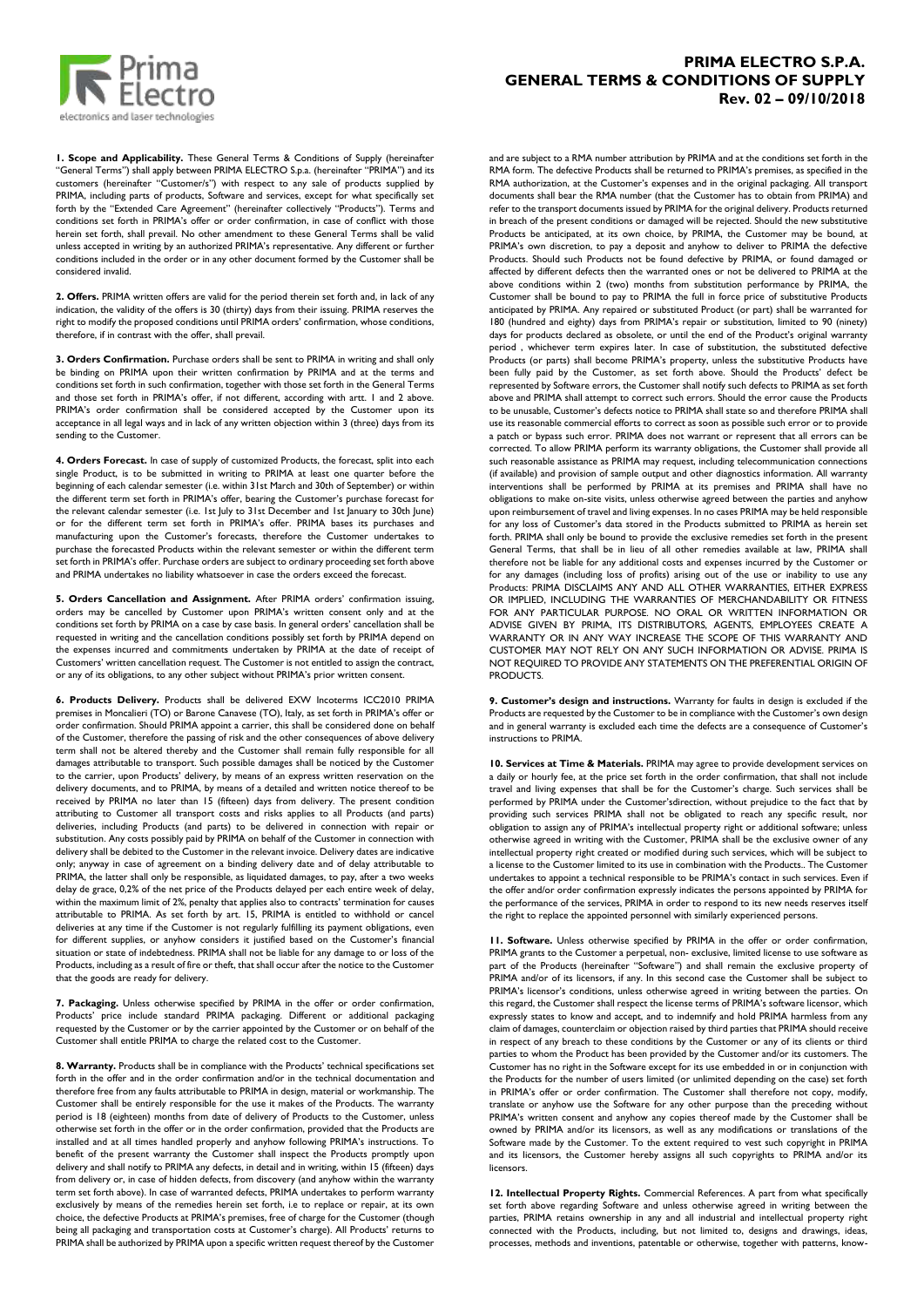# PRIMA ELECTRO S.P.A.
# GENERAL TERMS & CONDITIONS OF SUPPLY
**Rev. 02 – 09/10/2018**

**1. Scope and Applicability.** These General Terms & Conditions of Supply (hereinafter "General Terms") shall apply between PRIMA ELECTRO S.p.a. (hereinafter "PRIMA") and its customers (hereinafter "Customer/s") with respect to any sale of products supplied by PRIMA, including parts of products, Software and services, except for what specifically set forth by the "Extended Care Agreement" (hereinafter collectively "Products"). Terms and conditions set forth in PRIMA's offer or order confirmation, in case of conflict with those herein set forth, shall prevail. No other amendment to these General Terms shall be valid unless accepted in writing by an authorized PRIMA's representative. Any different or further conditions included in the order or in any other document formed by the Customer shall be considered invalid.

**2. Offers.** PRIMA written offers are valid for the period therein set forth and, in lack of any indication, the validity of the offers is 30 (thirty) days from their issuing. PRIMA reserves the right to modify the proposed conditions until PRIMA orders' confirmation, whose conditions, therefore, if in contrast with the offer, shall prevail.

**3. Orders Confirmation.** Purchase orders shall be sent to PRIMA in writing and shall only be binding on PRIMA upon their written confirmation by PRIMA and at the terms and conditions set forth in such confirmation, together with those set forth in the General Terms and those set forth in PRIMA's offer, if not different, according with artt. 1 and 2 above. PRIMA's order confirmation shall be considered accepted by the Customer upon its acceptance in all legal ways and in lack of any written objection within 3 (three) days from its sending to the Customer.

**4. Orders Forecast.** In case of supply of customized Products, the forecast, split into each single Product, is to be submitted in writing to PRIMA at least one quarter before the beginning of each calendar semester (i.e. within 31st March and 30th of September) or within the different term set forth in PRIMA's offer, bearing the Customer's purchase forecast for the relevant calendar semester (i.e. 1st July to 31st December and 1st January to 30th June) or for the different term set forth in PRIMA's offer. PRIMA bases its purchases and manufacturing upon the Customer's forecasts, therefore the Customer undertakes to purchase the forecasted Products within the relevant semester or within the different term set forth in PRIMA's offer. Purchase orders are subject to ordinary proceeding set forth above and PRIMA undertakes no liability whatsoever in case the orders exceed the forecast.

**5. Orders Cancellation and Assignment.** After PRIMA orders' confirmation issuing, orders may be cancelled by Customer upon PRIMA's written consent only and at the conditions set forth by PRIMA on a case by case basis. In general orders' cancellation shall be requested in writing and the cancellation conditions possibly set forth by PRIMA depend on the expenses incurred and commitments undertaken by PRIMA at the date of receipt of Customers' written cancellation request. The Customer is not entitled to assign the contract, or any of its obligations, to any other subject without PRIMA's prior written consent.

**6. Products Delivery.** Products shall be delivered EXW Incoterms ICC2010 PRIMA premises in Moncalieri (TO) or Barone Canavese (TO), Italy, as set forth in PRIMA's offer or order confirmation. Should PRIMA appoint a carrier, this shall be considered done on behalf of the Customer, therefore the passing of risk and the other consequences of above delivery term shall not be altered thereby and the Customer shall remain fully responsible for all damages attributable to transport. Such possible damages shall be noticed by the Customer to the carrier, upon Products' delivery, by means of an express written reservation on the delivery documents, and to PRIMA, by means of a detailed and written notice thereof to be received by PRIMA no later than 15 (fifteen) days from delivery. The present condition attributing to Customer all transport costs and risks applies to all Products (and parts) deliveries, including Products (and parts) to be delivered in connection with repair or substitution. Any costs possibly paid by PRIMA on behalf of the Customer in connection with delivery shall be debited to the Customer in the relevant invoice. Delivery dates are indicative only; anyway in case of agreement on a binding delivery date and of delay attributable to PRIMA, the latter shall only be responsible, as liquidated damages, to pay, after a two weeks delay de grace, 0,2% of the net price of the Products delayed per each entire week of delay, within the maximum limit of 2%, penalty that applies also to contracts' termination for causes attributable to PRIMA. As set forth by art. 15, PRIMA is entitled to withhold or cancel deliveries at any time if the Customer is not regularly fulfilling its payment obligations, even for different supplies, or anyhow considers it justified based on the Customer's financial situation or state of indebtedness. PRIMA shall not be liable for any damage to or loss of the Products, including as a result of fire or theft, that shall occur after the notice to the Customer that the goods are ready for delivery.

**7. Packaging.** Unless otherwise specified by PRIMA in the offer or order confirmation, Products' price include standard PRIMA packaging. Different or additional packaging requested by the Customer or by the carrier appointed by the Customer or on behalf of the Customer shall entitle PRIMA to charge the related cost to the Customer.

**8. Warranty.** Products shall be in compliance with the Products' technical specifications set forth in the offer and in the order confirmation and/or in the technical documentation and therefore free from any faults attributable to PRIMA in design, material or workmanship. The Customer shall be entirely responsible for the use it makes of the Products. The warranty period is 18 (eighteen) months from date of delivery of Products to the Customer, unless otherwise set forth in the offer or in the order confirmation, provided that the Products are installed and at all times handled properly and anyhow following PRIMA's instructions. To benefit of the present warranty the Customer shall inspect the Products promptly upon delivery and shall notify to PRIMA any defects, in detail and in writing, within 15 (fifteen) days from delivery or, in case of hidden defects, from discovery (and anyhow within the warranty term set forth above). In case of warranted defects, PRIMA undertakes to perform warranty exclusively by means of the remedies herein set forth, i.e to replace or repair, at its own choice, the defective Products at PRIMA's premises, free of charge for the Customer (though being all packaging and transportation costs at Customer's charge). All Products' returns to PRIMA shall be authorized by PRIMA upon a specific written request thereof by the Customer and are subject to a RMA number attribution by PRIMA and at the conditions set forth in the RMA form. The defective Products shall be returned to PRIMA's premises, as specified in the RMA authorization, at the Customer's expenses and in the original packaging. All transport documents shall bear the RMA number (that the Customer has to obtain from PRIMA) and refer to the transport documents issued by PRIMA for the original delivery. Products returned in breach of the present conditions or damaged will be rejected. Should the new substitutive Products be anticipated, at its own choice, by PRIMA, the Customer may be bound, at PRIMA's own discretion, to pay a deposit and anyhow to deliver to PRIMA the defective Products. Should such Products not be found defective by PRIMA, or found damaged or affected by different defects then the warranted ones or not be delivered to PRIMA at the above conditions within 2 (two) months from substitution performance by PRIMA, the Customer shall be bound to pay to PRIMA the full in force price of substitutive Products anticipated by PRIMA. Any repaired or substituted Product (or part) shall be warranted for 180 (hundred and eighty) days from PRIMA's repair or substitution, limited to 90 (ninety) days for products declared as obsolete, or until the end of the Product's original warranty period , whichever term expires later. In case of substitution, the substituted defective Products (or parts) shall become PRIMA's property, unless the substitutive Products have been fully paid by the Customer, as set forth above. Should the Products' defect be represented by Software errors, the Customer shall notify such defects to PRIMA as set forth above and PRIMA shall attempt to correct such errors. Should the error cause the Products to be unusable, Customer's defects notice to PRIMA shall state so and therefore PRIMA shall use its reasonable commercial efforts to correct as soon as possible such error or to provide a patch or bypass such error. PRIMA does not warrant or represent that all errors can be corrected. To allow PRIMA perform its warranty obligations, the Customer shall provide all such reasonable assistance as PRIMA may request, including telecommunication connections (if available) and provision of sample output and other diagnostics information. All warranty interventions shall be performed by PRIMA at its premises and PRIMA shall have no obligations to make on-site visits, unless otherwise agreed between the parties and anyhow upon reimbursement of travel and living expenses. In no cases PRIMA may be held responsible for any loss of Customer's data stored in the Products submitted to PRIMA as herein set forth. PRIMA shall only be bound to provide the exclusive remedies set forth in the present General Terms, that shall be in lieu of all other remedies available at law, PRIMA shall therefore not be liable for any additional costs and expenses incurred by the Customer or for any damages (including loss of profits) arising out of the use or inability to use any Products: PRIMA DISCLAIMS ANY AND ALL OTHER WARRANTIES, EITHER EXPRESS OR IMPLIED, INCLUDING THE WARRANTIES OF MERCHANDABILITY OR FITNESS FOR ANY PARTICULAR PURPOSE. NO ORAL OR WRITTEN INFORMATION OR ADVISE GIVEN BY PRIMA, ITS DISTRIBUTORS, AGENTS, EMPLOYEES CREATE A WARRANTY OR IN ANY WAY INCREASE THE SCOPE OF THIS WARRANTY AND CUSTOMER MAY NOT RELY ON ANY SUCH INFORMATION OR ADVISE. PRIMA IS NOT REQUIRED TO PROVIDE ANY STATEMENTS ON THE PREFERENTIAL ORIGIN OF PRODUCTS.

**9. Customer's design and instructions.** Warranty for faults in design is excluded if the Products are requested by the Customer to be in compliance with the Customer's own design and in general warranty is excluded each time the defects are a consequence of Customer's instructions to PRIMA.

**10. Services at Time & Materials.** PRIMA may agree to provide development services on a daily or hourly fee, at the price set forth in the order confirmation, that shall not include travel and living expenses that shall be for the Customer's charge. Such services shall be performed by PRIMA under the Customer'sdirection, without prejudice to the fact that by providing such services PRIMA shall not be obligated to reach any specific result, nor obligation to assign any of PRIMA's intellectual property right or additional software; unless otherwise agreed in writing with the Customer, PRIMA shall be the exclusive owner of any intellectual property right created or modified during such services, which will be subject to a license to the Customer limited to its use in combination with the Products.. The Customer undertakes to appoint a technical responsible to be PRIMA's contact in such services. Even if the offer and/or order confirmation expressly indicates the persons appointed by PRIMA for the performance of the services, PRIMA in order to respond to its new needs reserves itself the right to replace the appointed personnel with similarly experienced persons.

**11. Software.** Unless otherwise specified by PRIMA in the offer or order confirmation, PRIMA grants to the Customer a perpetual, non- exclusive, limited license to use software as part of the Products (hereinafter "Software") and shall remain the exclusive property of PRIMA and/or of its licensors, if any. In this second case the Customer shall be subject to PRIMA's licensor's conditions, unless otherwise agreed in writing between the parties. On this regard, the Customer shall respect the license terms of PRIMA's software licensor, which expressly states to know and accept, and to indemnify and hold PRIMA harmless from any claim of damages, counterclaim or objection raised by third parties that PRIMA should receive in respect of any breach to these conditions by the Customer or any of its clients or third parties to whom the Product has been provided by the Customer and/or its customers. The Customer has no right in the Software except for its use embedded in or in conjunction with the Products for the number of users limited (or unlimited depending on the case) set forth in PRIMA's offer or order confirmation. The Customer shall therefore not copy, modify, translate or anyhow use the Software for any other purpose than the preceding without PRIMA's written consent and anyhow any copies thereof made by the Customer shall be owned by PRIMA and/or its licensors, as well as any modifications or translations of the Software made by the Customer. To the extent required to vest such copyright in PRIMA and its licensors, the Customer hereby assigns all such copyrights to PRIMA and/or its licensors.

**12. Intellectual Property Rights.** Commercial References. A part from what specifically set forth above regarding Software and unless otherwise agreed in writing between the parties, PRIMA retains ownership in any and all industrial and intellectual property right connected with the Products, including, but not limited to, designs and drawings, ideas, processes, methods and inventions, patentable or otherwise, together with patterns, know-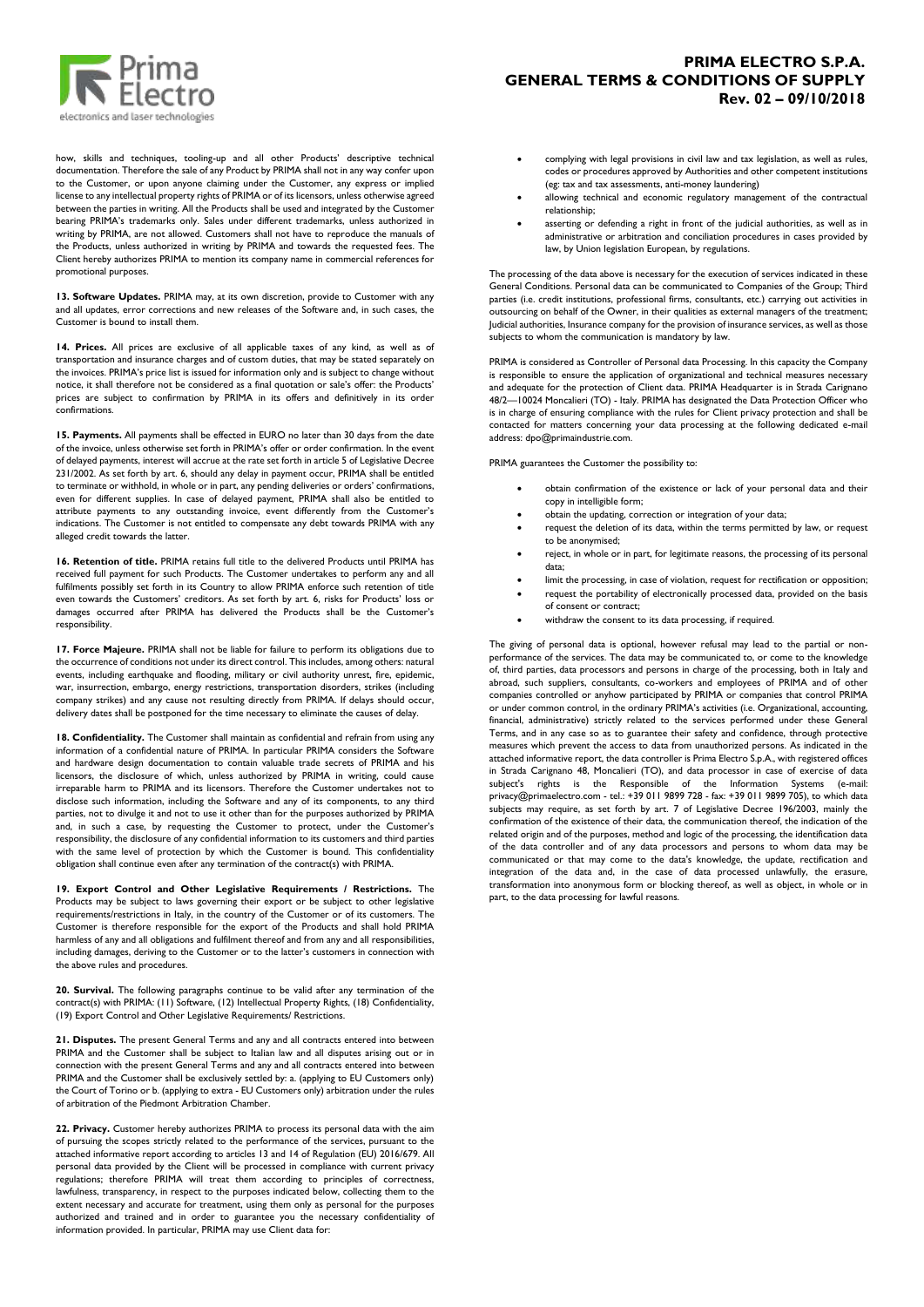how, skills and techniques, tooling-up and all other Products' descriptive technical documentation. Therefore the sale of any Product by PRIMA shall not in any way confer upon to the Customer, or upon anyone claiming under the Customer, any express or implied license to any intellectual property rights of PRIMA or of its licensors, unless otherwise agreed between the parties in writing. All the Products shall be used and integrated by the Customer bearing PRIMA's trademarks only. Sales under different trademarks, unless authorized in writing by PRIMA, are not allowed. Customers shall not have to reproduce the manuals of the Products, unless authorized in writing by PRIMA and towards the requested fees. The Client hereby authorizes PRIMA to mention its company name in commercial references for promotional purposes.

**13. Software Updates.** PRIMA may, at its own discretion, provide to Customer with any and all updates, error corrections and new releases of the Software and, in such cases, the Customer is bound to install them.

**14. Prices.** All prices are exclusive of all applicable taxes of any kind, as well as of transportation and insurance charges and of custom duties, that may be stated separately on the invoices. PRIMA's price list is issued for information only and is subject to change without notice, it shall therefore not be considered as a final quotation or sale's offer: the Products' prices are subject to confirmation by PRIMA in its offers and definitively in its order confirmations.

**15. Payments.** All payments shall be effected in EURO no later than 30 days from the date of the invoice, unless otherwise set forth in PRIMA's offer or order confirmation. In the event of delayed payments, interest will accrue at the rate set forth in article 5 of Legislative Decree 231/2002. As set forth by art. 6, should any delay in payment occur, PRIMA shall be entitled to terminate or withhold, in whole or in part, any pending deliveries or orders' confirmations, even for different supplies. In case of delayed payment, PRIMA shall also be entitled to attribute payments to any outstanding invoice, event differently from the Customer's indications. The Customer is not entitled to compensate any debt towards PRIMA with any alleged credit towards the latter.

**16. Retention of title.** PRIMA retains full title to the delivered Products until PRIMA has received full payment for such Products. The Customer undertakes to perform any and all fulfilments possibly set forth in its Country to allow PRIMA enforce such retention of title even towards the Customers' creditors. As set forth by art. 6, risks for Products' loss or damages occurred after PRIMA has delivered the Products shall be the Customer's responsibility.

**17. Force Majeure.** PRIMA shall not be liable for failure to perform its obligations due to the occurrence of conditions not under its direct control. This includes, among others: natural events, including earthquake and flooding, military or civil authority unrest, fire, epidemic, war, insurrection, embargo, energy restrictions, transportation disorders, strikes (including company strikes) and any cause not resulting directly from PRIMA. If delays should occur, delivery dates shall be postponed for the time necessary to eliminate the causes of delay.

**18. Confidentiality.** The Customer shall maintain as confidential and refrain from using any information of a confidential nature of PRIMA. In particular PRIMA considers the Software and hardware design documentation to contain valuable trade secrets of PRIMA and his licensors, the disclosure of which, unless authorized by PRIMA in writing, could cause irreparable harm to PRIMA and its licensors. Therefore the Customer undertakes not to disclose such information, including the Software and any of its components, to any third parties, not to divulge it and not to use it other than for the purposes authorized by PRIMA and, in such a case, by requesting the Customer to protect, under the Customer's responsibility, the disclosure of any confidential information to its customers and third parties with the same level of protection by which the Customer is bound. This confidentiality obligation shall continue even after any termination of the contract(s) with PRIMA.

**19. Export Control and Other Legislative Requirements / Restrictions.** The Products may be subject to laws governing their export or be subject to other legislative requirements/restrictions in Italy, in the country of the Customer or of its customers. The Customer is therefore responsible for the export of the Products and shall hold PRIMA harmless of any and all obligations and fulfilment thereof and from any and all responsibilities, including damages, deriving to the Customer or to the latter's customers in connection with the above rules and procedures.

**20. Survival.** The following paragraphs continue to be valid after any termination of the contract(s) with PRIMA: (11) Software, (12) Intellectual Property Rights, (18) Confidentiality, (19) Export Control and Other Legislative Requirements/ Restrictions.

**21. Disputes.** The present General Terms and any and all contracts entered into between PRIMA and the Customer shall be subject to Italian law and all disputes arising out or in connection with the present General Terms and any and all contracts entered into between PRIMA and the Customer shall be exclusively settled by: a. (applying to EU Customers only) the Court of Torino or b. (applying to extra - EU Customers only) arbitration under the rules of arbitration of the Piedmont Arbitration Chamber.

**22. Privacy.** Customer hereby authorizes PRIMA to process its personal data with the aim of pursuing the scopes strictly related to the performance of the services, pursuant to the attached informative report according to articles 13 and 14 of Regulation (EU) 2016/679. All personal data provided by the Client will be processed in compliance with current privacy regulations; therefore PRIMA will treat them according to principles of correctness, lawfulness, transparency, in respect to the purposes indicated below, collecting them to the extent necessary and accurate for treatment, using them only as personal for the purposes authorized and trained and in order to guarantee you the necessary confidentiality of information provided. In particular, PRIMA may use Client data for:

- complying with legal provisions in civil law and tax legislation, as well as rules, codes or procedures approved by Authorities and other competent institutions (eg: tax and tax assessments, anti-money laundering)
- allowing technical and economic regulatory management of the contractual relationship;
- asserting or defending a right in front of the judicial authorities, as well as in administrative or arbitration and conciliation procedures in cases provided by law, by Union legislation European, by regulations.

The processing of the data above is necessary for the execution of services indicated in these General Conditions. Personal data can be communicated to Companies of the Group; Third parties (i.e. credit institutions, professional firms, consultants, etc.) carrying out activities in outsourcing on behalf of the Owner, in their qualities as external managers of the treatment; Judicial authorities, Insurance company for the provision of insurance services, as well as those subjects to whom the communication is mandatory by law.

PRIMA is considered as Controller of Personal data Processing. In this capacity the Company is responsible to ensure the application of organizational and technical measures necessary and adequate for the protection of Client data. PRIMA Headquarter is in Strada Carignano 48/2—10024 Moncalieri (TO) - Italy. PRIMA has designated the Data Protection Officer who is in charge of ensuring compliance with the rules for Client privacy protection and shall be contacted for matters concerning your data processing at the following dedicated e-mail address: dpo@primaindustrie.com.

PRIMA guarantees the Customer the possibility to:

- obtain confirmation of the existence or lack of your personal data and their copy in intelligible form;
- obtain the updating, correction or integration of your data;
- request the deletion of its data, within the terms permitted by law, or request to be anonymised;
- reject, in whole or in part, for legitimate reasons, the processing of its personal data;
- limit the processing, in case of violation, request for rectification or opposition;
- request the portability of electronically processed data, provided on the basis of consent or contract;
- withdraw the consent to its data processing, if required.

The giving of personal data is optional, however refusal may lead to the partial or non-performance of the services. The data may be communicated to, or come to the knowledge of, third parties, data processors and persons in charge of the processing, both in Italy and abroad, such suppliers, consultants, co-workers and employees of PRIMA and of other companies controlled or anyhow participated by PRIMA or companies that control PRIMA or under common control, in the ordinary PRIMA's activities (i.e. Organizational, accounting, financial, administrative) strictly related to the services performed under these General Terms, and in any case so as to guarantee their safety and confidence, through protective measures which prevent the access to data from unauthorized persons. As indicated in the attached informative report, the data controller is Prima Electro S.p.A., with registered offices in Strada Carignano 48, Moncalieri (TO), and data processor in case of exercise of data subject's rights is the Responsible of the Information Systems (e-mail: privacy@primaelectro.com - tel.: +39 011 9899 728 - fax: +39 011 9899 705), to which data subjects may require, as set forth by art. 7 of Legislative Decree 196/2003, mainly the confirmation of the existence of their data, the communication thereof, the indication of the related origin and of the purposes, method and logic of the processing, the identification data of the data controller and of any data processors and persons to whom data may be communicated or that may come to the data's knowledge, the update, rectification and integration of the data and, in the case of data processed unlawfully, the erasure, transformation into anonymous form or blocking thereof, as well as object, in whole or in part, to the data processing for lawful reasons.